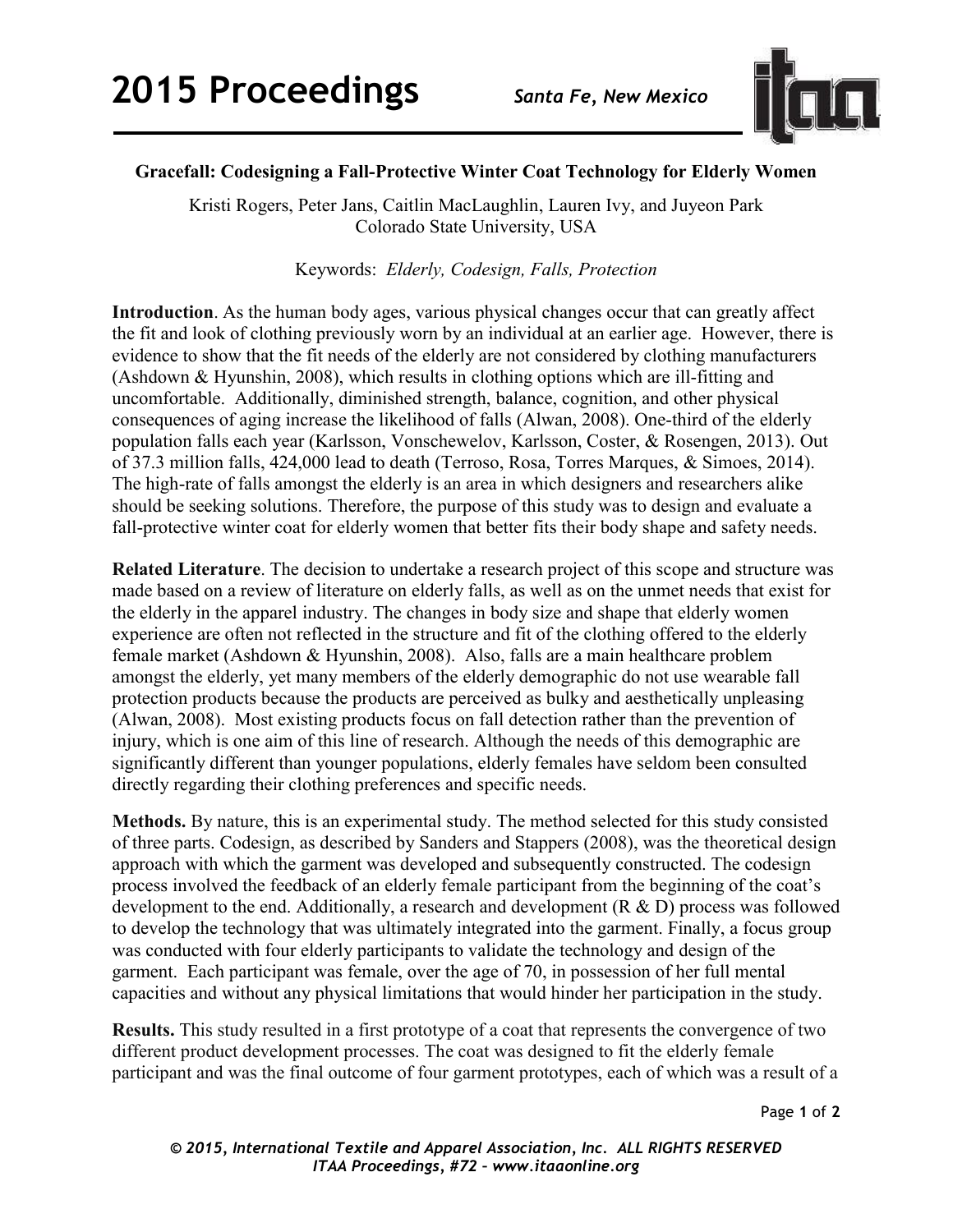# Gracefall: Codesigning a Fall-Protective Winter Coat Technology for Elderly Women

Kristi Rogers, Peter Jans, Caitlin MacLaughlin, Lauren Ivy, and Juyeon Park
Colorado State University, USA

Keywords: *Elderly, Codesign, Falls, Protection*

**Introduction**. As the human body ages, various physical changes occur that can greatly affect the fit and look of clothing previously worn by an individual at an earlier age. However, there is evidence to show that the fit needs of the elderly are not considered by clothing manufacturers (Ashdown & Hyunshin, 2008), which results in clothing options which are ill-fitting and uncomfortable. Additionally, diminished strength, balance, cognition, and other physical consequences of aging increase the likelihood of falls (Alwan, 2008). One-third of the elderly population falls each year (Karlsson, Vonschewelov, Karlsson, Coster, & Rosengen, 2013). Out of 37.3 million falls, 424,000 lead to death (Terroso, Rosa, Torres Marques, & Simoes, 2014). The high-rate of falls amongst the elderly is an area in which designers and researchers alike should be seeking solutions. Therefore, the purpose of this study was to design and evaluate a fall-protective winter coat for elderly women that better fits their body shape and safety needs.

**Related Literature**. The decision to undertake a research project of this scope and structure was made based on a review of literature on elderly falls, as well as on the unmet needs that exist for the elderly in the apparel industry. The changes in body size and shape that elderly women experience are often not reflected in the structure and fit of the clothing offered to the elderly female market (Ashdown & Hyunshin, 2008). Also, falls are a main healthcare problem amongst the elderly, yet many members of the elderly demographic do not use wearable fall protection products because the products are perceived as bulky and aesthetically unpleasing (Alwan, 2008). Most existing products focus on fall detection rather than the prevention of injury, which is one aim of this line of research. Although the needs of this demographic are significantly different than younger populations, elderly females have seldom been consulted directly regarding their clothing preferences and specific needs.

**Methods.** By nature, this is an experimental study. The method selected for this study consisted of three parts. Codesign, as described by Sanders and Stappers (2008), was the theoretical design approach with which the garment was developed and subsequently constructed. The codesign process involved the feedback of an elderly female participant from the beginning of the coat's development to the end. Additionally, a research and development (R & D) process was followed to develop the technology that was ultimately integrated into the garment. Finally, a focus group was conducted with four elderly participants to validate the technology and design of the garment. Each participant was female, over the age of 70, in possession of her full mental capacities and without any physical limitations that would hinder her participation in the study.

**Results.** This study resulted in a first prototype of a coat that represents the convergence of two different product development processes. The coat was designed to fit the elderly female participant and was the final outcome of four garment prototypes, each of which was a result of a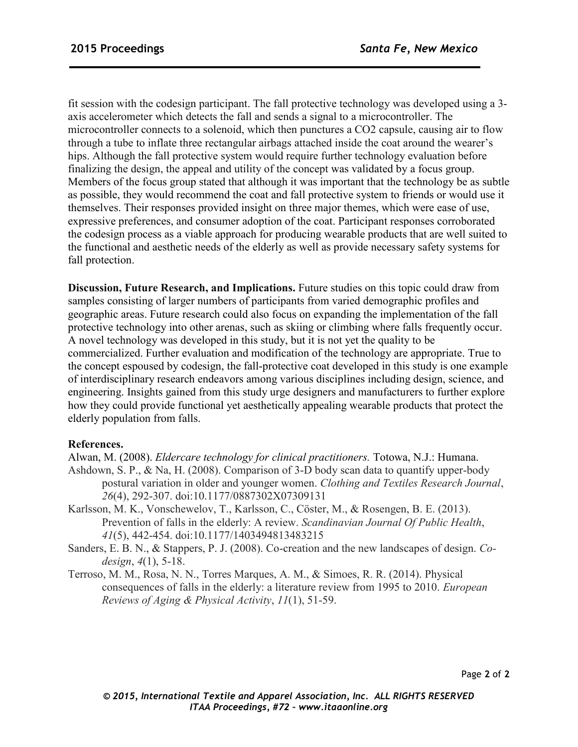fit session with the codesign participant. The fall protective technology was developed using a 3-axis accelerometer which detects the fall and sends a signal to a microcontroller. The microcontroller connects to a solenoid, which then punctures a $CO_2$ capsule, causing air to flow through a tube to inflate three rectangular airbags attached inside the coat around the wearer's hips. Although the fall protective system would require further technology evaluation before finalizing the design, the appeal and utility of the concept was validated by a focus group. Members of the focus group stated that although it was important that the technology be as subtle as possible, they would recommend the coat and fall protective system to friends or would use it themselves. Their responses provided insight on three major themes, which were ease of use, expressive preferences, and consumer adoption of the coat. Participant responses corroborated the codesign process as a viable approach for producing wearable products that are well suited to the functional and aesthetic needs of the elderly as well as provide necessary safety systems for fall protection.

**Discussion, Future Research, and Implications.** Future studies on this topic could draw from samples consisting of larger numbers of participants from varied demographic profiles and geographic areas. Future research could also focus on expanding the implementation of the fall protective technology into other arenas, such as skiing or climbing where falls frequently occur. A novel technology was developed in this study, but it is not yet the quality to be commercialized. Further evaluation and modification of the technology are appropriate. True to the concept espoused by codesign, the fall-protective coat developed in this study is one example of interdisciplinary research endeavors among various disciplines including design, science, and engineering. Insights gained from this study urge designers and manufacturers to further explore how they could provide functional yet aesthetically appealing wearable products that protect the elderly population from falls.

**References.**

Alwan, M. (2008). *Eldercare technology for clinical practitioners.* Totowa, N.J.: Humana.

Ashdown, S. P., & Na, H. (2008). Comparison of 3-D body scan data to quantify upper-body postural variation in older and younger women. *Clothing and Textiles Research Journal*, *26*(4), 292-307. doi:10.1177/0887302X07309131

Karlsson, M. K., Vonschewelov, T., Karlsson, C., Cöster, M., & Rosengen, B. E. (2013). Prevention of falls in the elderly: A review. *Scandinavian Journal Of Public Health*, *41*(5), 442-454. doi:10.1177/1403494813483215

Sanders, E. B. N., & Stappers, P. J. (2008). Co-creation and the new landscapes of design. *Co-design*, *4*(1), 5-18.

Terroso, M. M., Rosa, N. N., Torres Marques, A. M., & Simoes, R. R. (2014). Physical consequences of falls in the elderly: a literature review from 1995 to 2010. *European Reviews of Aging & Physical Activity*, *11*(1), 51-59.